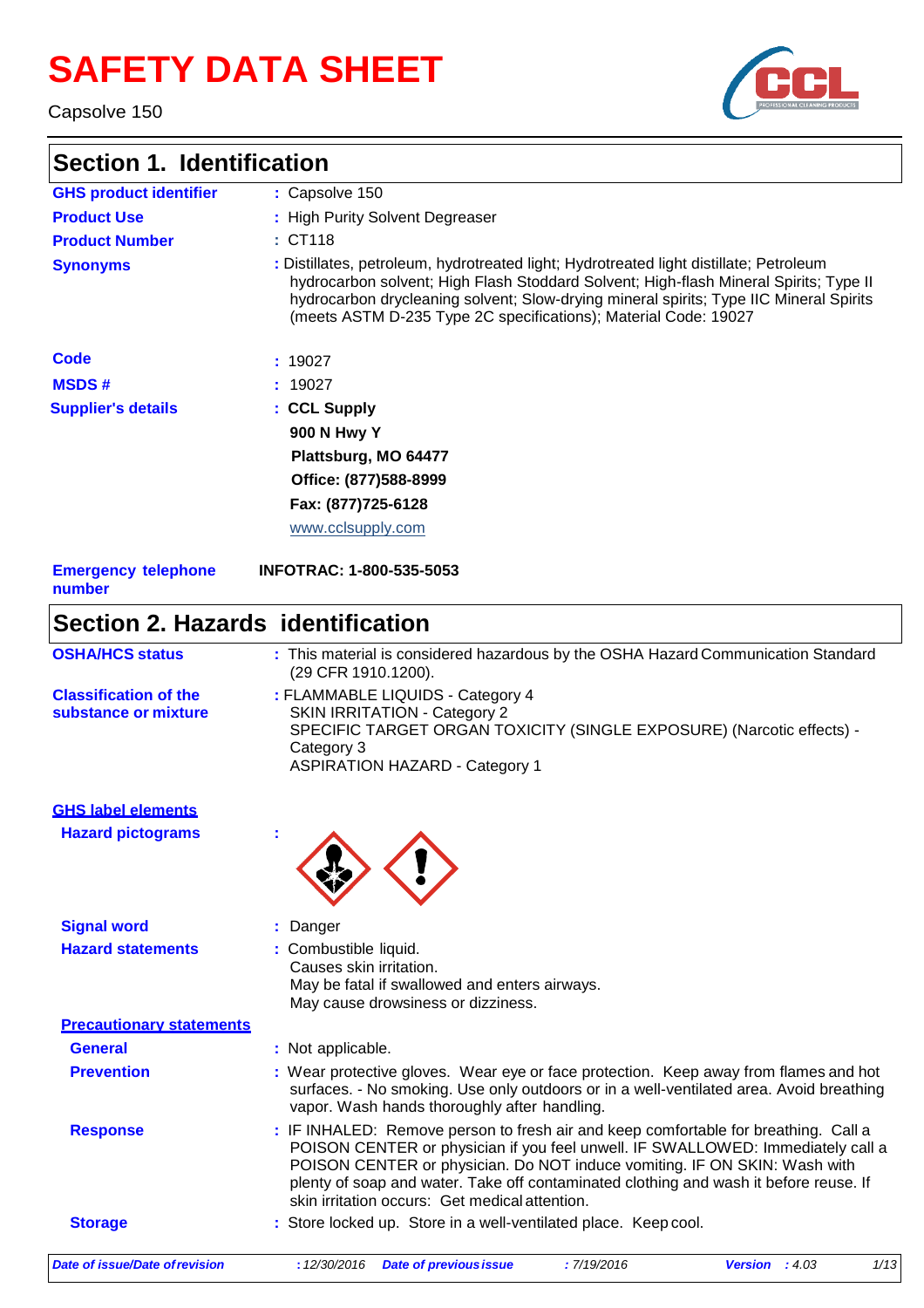# SAFETY DATA SHEET

Capsolve 150

## Section 1. Identification

| | |
|---|---|
| **GHS product identifier** | : Capsolve 150 |
| **Product Use** | : High Purity Solvent Degreaser |
| **Product Number** | : CT118 |
| **Synonyms** | : Distillates, petroleum, hydrotreated light; Hydrotreated light distillate; Petroleum hydrocarbon solvent; High Flash Stoddard Solvent; High-flash Mineral Spirits; Type II hydrocarbon drycleaning solvent; Slow-drying mineral spirits; Type IIC Mineral Spirits (meets ASTM D-235 Type 2C specifications); Material Code: 19027 |
| **Code** | : 19027 |
| **MSDS #** | : 19027 |
| **Supplier's details** | : **CCL Supply**<br>**900 N Hwy Y**<br>**Plattsburg, MO 64477**<br>**Office: (877)588-8999**<br>**Fax: (877)725-6128**<br>www.cclsupply.com |
| **Emergency telephone number** | **INFOTRAC: 1-800-535-5053** |

## Section 2. Hazards identification

| | |
|---|---|
| **OSHA/HCS status** | : This material is considered hazardous by the OSHA Hazard Communication Standard (29 CFR 1910.1200). |
| **Classification of the substance or mixture** | : FLAMMABLE LIQUIDS - Category 4<br>SKIN IRRITATION - Category 2<br>SPECIFIC TARGET ORGAN TOXICITY (SINGLE EXPOSURE) (Narcotic effects) - Category 3<br>ASPIRATION HAZARD - Category 1 |

**GHS label elements**

| | |
|---|---|
| **Hazard pictograms** | : |
| **Signal word** | : Danger |
| **Hazard statements** | : Combustible liquid.<br>Causes skin irritation.<br>May be fatal if swallowed and enters airways.<br>May cause drowsiness or dizziness. |

**Precautionary statements**

| | |
|---|---|
| **General** | : Not applicable. |
| **Prevention** | : Wear protective gloves. Wear eye or face protection. Keep away from flames and hot surfaces. - No smoking. Use only outdoors or in a well-ventilated area. Avoid breathing vapor. Wash hands thoroughly after handling. |
| **Response** | : IF INHALED: Remove person to fresh air and keep comfortable for breathing. Call a POISON CENTER or physician if you feel unwell. IF SWALLOWED: Immediately call a POISON CENTER or physician. Do NOT induce vomiting. IF ON SKIN: Wash with plenty of soap and water. Take off contaminated clothing and wash it before reuse. If skin irritation occurs: Get medical attention. |
| **Storage** | : Store locked up. Store in a well-ventilated place. Keep cool. |

*Date of issue/Date of revision* : 12/30/2016 *Date of previous issue* : 7/19/2016 *Version* : 4.03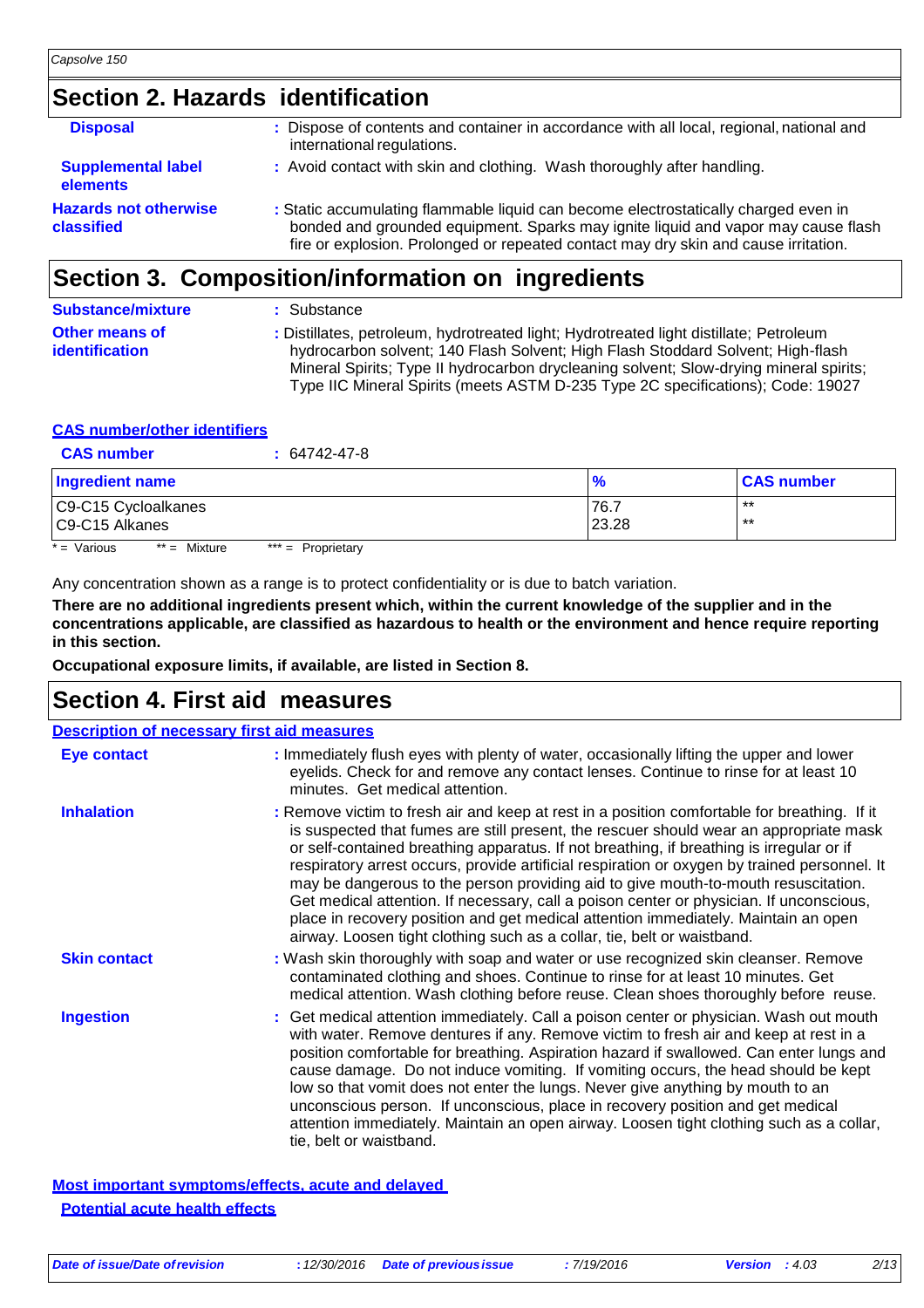## Section 2. Hazards identification

**Disposal** : Dispose of contents and container in accordance with all local, regional, national and international regulations.

**Supplemental label elements** : Avoid contact with skin and clothing. Wash thoroughly after handling.

**Hazards not otherwise classified** : Static accumulating flammable liquid can become electrostatically charged even in bonded and grounded equipment. Sparks may ignite liquid and vapor may cause flash fire or explosion. Prolonged or repeated contact may dry skin and cause irritation.

## Section 3. Composition/information on ingredients

**Substance/mixture** : Substance

**Other means of identification** : Distillates, petroleum, hydrotreated light; Hydrotreated light distillate; Petroleum hydrocarbon solvent; 140 Flash Solvent; High Flash Stoddard Solvent; High-flash Mineral Spirits; Type II hydrocarbon drycleaning solvent; Slow-drying mineral spirits; Type IIC Mineral Spirits (meets ASTM D-235 Type 2C specifications); Code: 19027

**CAS number/other identifiers**

**CAS number** : 64742-47-8

| Ingredient name | % | CAS number |
|---|---|---|
| C9-C15 Cycloalkanes | 76.7 | ** |
| C9-C15 Alkanes | 23.28 | ** |

* = Various ** = Mixture *** = Proprietary

Any concentration shown as a range is to protect confidentiality or is due to batch variation.

**There are no additional ingredients present which, within the current knowledge of the supplier and in the concentrations applicable, are classified as hazardous to health or the environment and hence require reporting in this section.**

**Occupational exposure limits, if available, are listed in Section 8.**

## Section 4. First aid measures

**Description of necessary first aid measures**

**Eye contact** : Immediately flush eyes with plenty of water, occasionally lifting the upper and lower eyelids. Check for and remove any contact lenses. Continue to rinse for at least 10 minutes. Get medical attention.

**Inhalation** : Remove victim to fresh air and keep at rest in a position comfortable for breathing. If it is suspected that fumes are still present, the rescuer should wear an appropriate mask or self-contained breathing apparatus. If not breathing, if breathing is irregular or if respiratory arrest occurs, provide artificial respiration or oxygen by trained personnel. It may be dangerous to the person providing aid to give mouth-to-mouth resuscitation. Get medical attention. If necessary, call a poison center or physician. If unconscious, place in recovery position and get medical attention immediately. Maintain an open airway. Loosen tight clothing such as a collar, tie, belt or waistband.

**Skin contact** : Wash skin thoroughly with soap and water or use recognized skin cleanser. Remove contaminated clothing and shoes. Continue to rinse for at least 10 minutes. Get medical attention. Wash clothing before reuse. Clean shoes thoroughly before reuse.

**Ingestion** : Get medical attention immediately. Call a poison center or physician. Wash out mouth with water. Remove dentures if any. Remove victim to fresh air and keep at rest in a position comfortable for breathing. Aspiration hazard if swallowed. Can enter lungs and cause damage. Do not induce vomiting. If vomiting occurs, the head should be kept low so that vomit does not enter the lungs. Never give anything by mouth to an unconscious person. If unconscious, place in recovery position and get medical attention immediately. Maintain an open airway. Loosen tight clothing such as a collar, tie, belt or waistband.

**Most important symptoms/effects, acute and delayed**

**Potential acute health effects**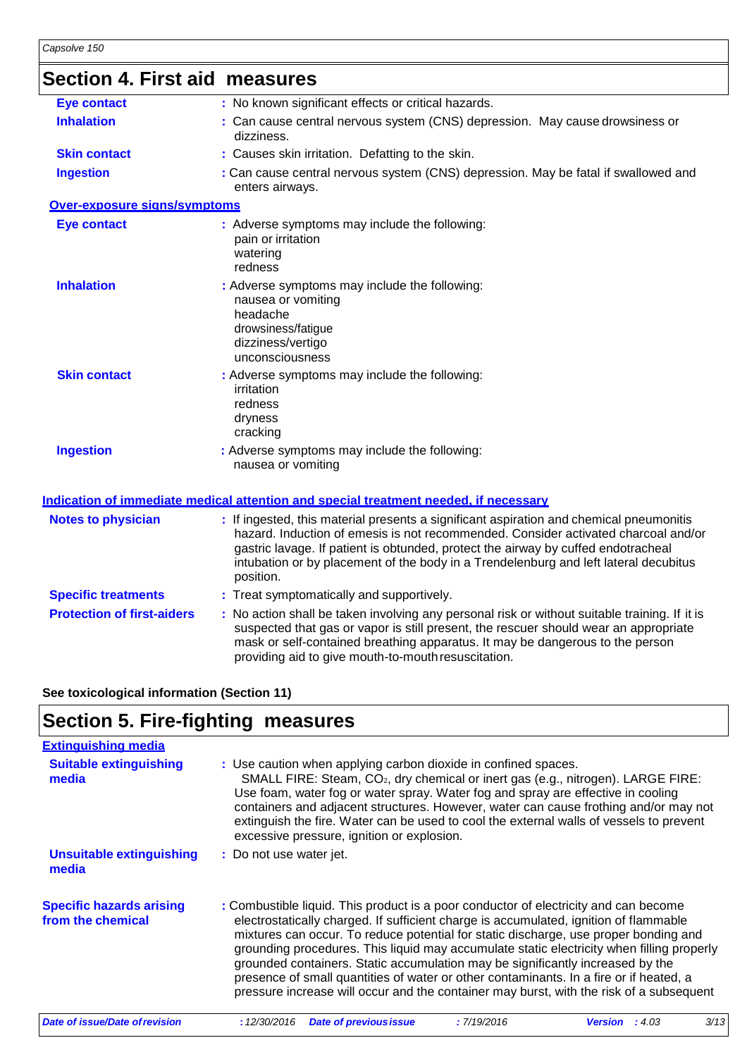## Section 4. First aid measures

**Eye contact** : No known significant effects or critical hazards.

**Inhalation** : Can cause central nervous system (CNS) depression. May cause drowsiness or dizziness.

**Skin contact** : Causes skin irritation. Defatting to the skin.

**Ingestion** : Can cause central nervous system (CNS) depression. May be fatal if swallowed and enters airways.

### Over-exposure signs/symptoms

**Eye contact** : Adverse symptoms may include the following:
pain or irritation
watering
redness

**Inhalation** : Adverse symptoms may include the following:
nausea or vomiting
headache
drowsiness/fatigue
dizziness/vertigo
unconsciousness

**Skin contact** : Adverse symptoms may include the following:
irritation
redness
dryness
cracking

**Ingestion** : Adverse symptoms may include the following:
nausea or vomiting

### Indication of immediate medical attention and special treatment needed, if necessary

**Notes to physician** : If ingested, this material presents a significant aspiration and chemical pneumonitis hazard. Induction of emesis is not recommended. Consider activated charcoal and/or gastric lavage. If patient is obtunded, protect the airway by cuffed endotracheal intubation or by placement of the body in a Trendelenburg and left lateral decubitus position.

**Specific treatments** : Treat symptomatically and supportively.

**Protection of first-aiders** : No action shall be taken involving any personal risk or without suitable training. If it is suspected that gas or vapor is still present, the rescuer should wear an appropriate mask or self-contained breathing apparatus. It may be dangerous to the person providing aid to give mouth-to-mouth resuscitation.

**See toxicological information (Section 11)**

## Section 5. Fire-fighting measures

### Extinguishing media

**Suitable extinguishing media** : Use caution when applying carbon dioxide in confined spaces.
SMALL FIRE: Steam, $CO_2$, dry chemical or inert gas (e.g., nitrogen). LARGE FIRE: Use foam, water fog or water spray. Water fog and spray are effective in cooling containers and adjacent structures. However, water can cause frothing and/or may not extinguish the fire. Water can be used to cool the external walls of vessels to prevent excessive pressure, ignition or explosion.

**Unsuitable extinguishing media** : Do not use water jet.

**Specific hazards arising from the chemical** : Combustible liquid. This product is a poor conductor of electricity and can become electrostatically charged. If sufficient charge is accumulated, ignition of flammable mixtures can occur. To reduce potential for static discharge, use proper bonding and grounding procedures. This liquid may accumulate static electricity when filling properly grounded containers. Static accumulation may be significantly increased by the presence of small quantities of water or other contaminants. In a fire or if heated, a pressure increase will occur and the container may burst, with the risk of a subsequent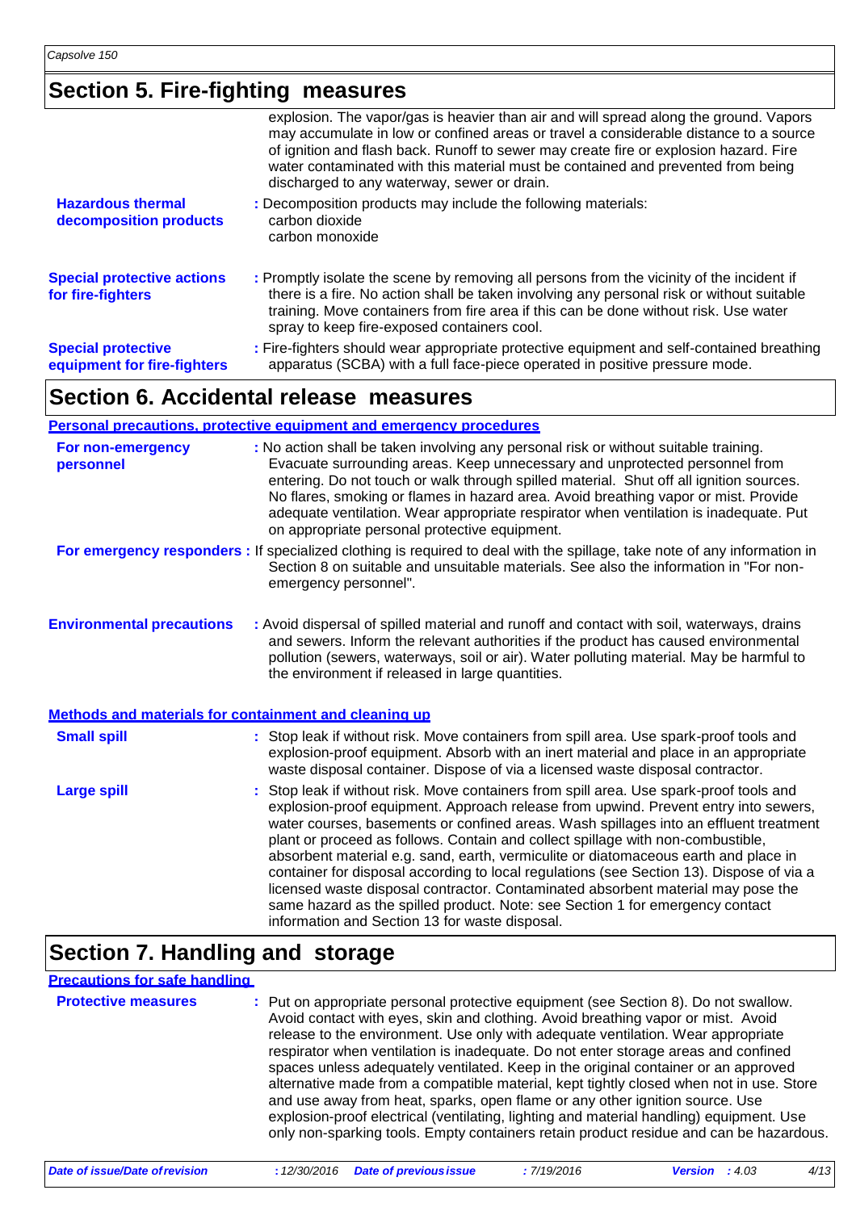## Section 5. Fire-fighting measures

explosion. The vapor/gas is heavier than air and will spread along the ground. Vapors may accumulate in low or confined areas or travel a considerable distance to a source of ignition and flash back. Runoff to sewer may create fire or explosion hazard. Fire water contaminated with this material must be contained and prevented from being discharged to any waterway, sewer or drain.

**Hazardous thermal decomposition products** : Decomposition products may include the following materials:
carbon dioxide
carbon monoxide

**Special protective actions for fire-fighters** : Promptly isolate the scene by removing all persons from the vicinity of the incident if there is a fire. No action shall be taken involving any personal risk or without suitable training. Move containers from fire area if this can be done without risk. Use water spray to keep fire-exposed containers cool.

**Special protective equipment for fire-fighters** : Fire-fighters should wear appropriate protective equipment and self-contained breathing apparatus (SCBA) with a full face-piece operated in positive pressure mode.

## Section 6. Accidental release measures

### Personal precautions, protective equipment and emergency procedures

**For non-emergency personnel** : No action shall be taken involving any personal risk or without suitable training. Evacuate surrounding areas. Keep unnecessary and unprotected personnel from entering. Do not touch or walk through spilled material. Shut off all ignition sources. No flares, smoking or flames in hazard area. Avoid breathing vapor or mist. Provide adequate ventilation. Wear appropriate respirator when ventilation is inadequate. Put on appropriate personal protective equipment.

**For emergency responders** : If specialized clothing is required to deal with the spillage, take note of any information in Section 8 on suitable and unsuitable materials. See also the information in "For non-emergency personnel".

**Environmental precautions** : Avoid dispersal of spilled material and runoff and contact with soil, waterways, drains and sewers. Inform the relevant authorities if the product has caused environmental pollution (sewers, waterways, soil or air). Water polluting material. May be harmful to the environment if released in large quantities.

### Methods and materials for containment and cleaning up

**Small spill** : Stop leak if without risk. Move containers from spill area. Use spark-proof tools and explosion-proof equipment. Absorb with an inert material and place in an appropriate waste disposal container. Dispose of via a licensed waste disposal contractor.

**Large spill** : Stop leak if without risk. Move containers from spill area. Use spark-proof tools and explosion-proof equipment. Approach release from upwind. Prevent entry into sewers, water courses, basements or confined areas. Wash spillages into an effluent treatment plant or proceed as follows. Contain and collect spillage with non-combustible, absorbent material e.g. sand, earth, vermiculite or diatomaceous earth and place in container for disposal according to local regulations (see Section 13). Dispose of via a licensed waste disposal contractor. Contaminated absorbent material may pose the same hazard as the spilled product. Note: see Section 1 for emergency contact information and Section 13 for waste disposal.

## Section 7. Handling and storage

### Precautions for safe handling

**Protective measures** : Put on appropriate personal protective equipment (see Section 8). Do not swallow. Avoid contact with eyes, skin and clothing. Avoid breathing vapor or mist. Avoid release to the environment. Use only with adequate ventilation. Wear appropriate respirator when ventilation is inadequate. Do not enter storage areas and confined spaces unless adequately ventilated. Keep in the original container or an approved alternative made from a compatible material, kept tightly closed when not in use. Store and use away from heat, sparks, open flame or any other ignition source. Use explosion-proof electrical (ventilating, lighting and material handling) equipment. Use only non-sparking tools. Empty containers retain product residue and can be hazardous.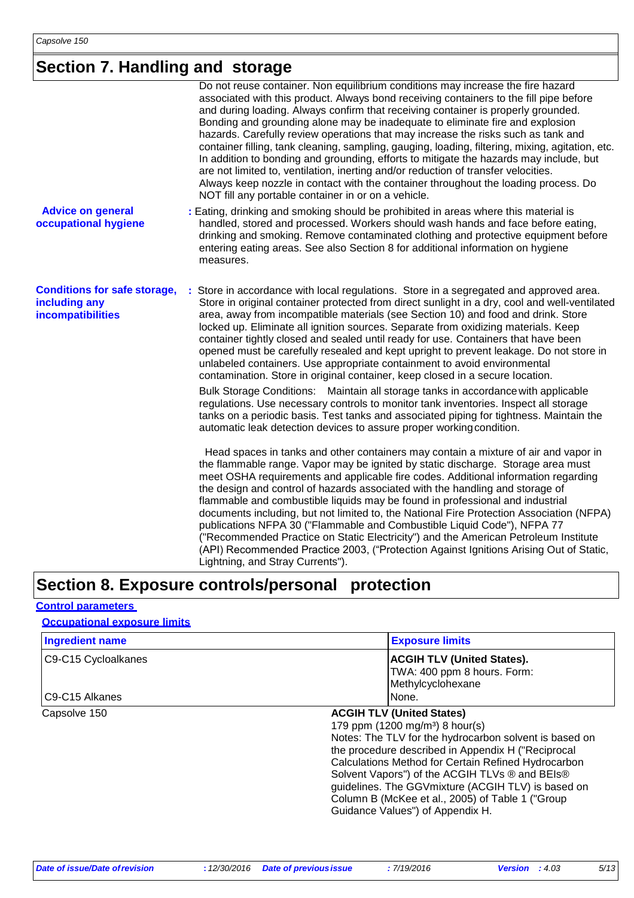## Section 7. Handling and storage

Do not reuse container. Non equilibrium conditions may increase the fire hazard associated with this product. Always bond receiving containers to the fill pipe before and during loading. Always confirm that receiving container is properly grounded. Bonding and grounding alone may be inadequate to eliminate fire and explosion hazards. Carefully review operations that may increase the risks such as tank and container filling, tank cleaning, sampling, gauging, loading, filtering, mixing, agitation, etc. In addition to bonding and grounding, efforts to mitigate the hazards may include, but are not limited to, ventilation, inerting and/or reduction of transfer velocities. Always keep nozzle in contact with the container throughout the loading process. Do NOT fill any portable container in or on a vehicle.

**Advice on general occupational hygiene** : Eating, drinking and smoking should be prohibited in areas where this material is handled, stored and processed. Workers should wash hands and face before eating, drinking and smoking. Remove contaminated clothing and protective equipment before entering eating areas. See also Section 8 for additional information on hygiene measures.

**Conditions for safe storage, including any incompatibilities** : Store in accordance with local regulations. Store in a segregated and approved area. Store in original container protected from direct sunlight in a dry, cool and well-ventilated area, away from incompatible materials (see Section 10) and food and drink. Store locked up. Eliminate all ignition sources. Separate from oxidizing materials. Keep container tightly closed and sealed until ready for use. Containers that have been opened must be carefully resealed and kept upright to prevent leakage. Do not store in unlabeled containers. Use appropriate containment to avoid environmental contamination. Store in original container, keep closed in a secure location.

Bulk Storage Conditions: Maintain all storage tanks in accordance with applicable regulations. Use necessary controls to monitor tank inventories. Inspect all storage tanks on a periodic basis. Test tanks and associated piping for tightness. Maintain the automatic leak detection devices to assure proper working condition.

Head spaces in tanks and other containers may contain a mixture of air and vapor in the flammable range. Vapor may be ignited by static discharge. Storage area must meet OSHA requirements and applicable fire codes. Additional information regarding the design and control of hazards associated with the handling and storage of flammable and combustible liquids may be found in professional and industrial documents including, but not limited to, the National Fire Protection Association (NFPA) publications NFPA 30 ("Flammable and Combustible Liquid Code"), NFPA 77 ("Recommended Practice on Static Electricity") and the American Petroleum Institute (API) Recommended Practice 2003, ("Protection Against Ignitions Arising Out of Static, Lightning, and Stray Currents").

## Section 8. Exposure controls/personal protection

**Control parameters**

**Occupational exposure limits**

| Ingredient name | Exposure limits |
|---|---|
| C9-C15 Cycloalkanes | **ACGIH TLV (United States).** TWA: 400 ppm 8 hours. Form: Methylcyclohexane |
| C9-C15 Alkanes | None. |
| Capsolve 150 | **ACGIH TLV (United States)** 179 ppm (1200 mg/m³) 8 hour(s) Notes: The TLV for the hydrocarbon solvent is based on the procedure described in Appendix H ("Reciprocal Calculations Method for Certain Refined Hydrocarbon Solvent Vapors") of the ACGIH TLVs ® and BEIs® guidelines. The GGVmixture (ACGIH TLV) is based on Column B (McKee et al., 2005) of Table 1 ("Group Guidance Values") of Appendix H. |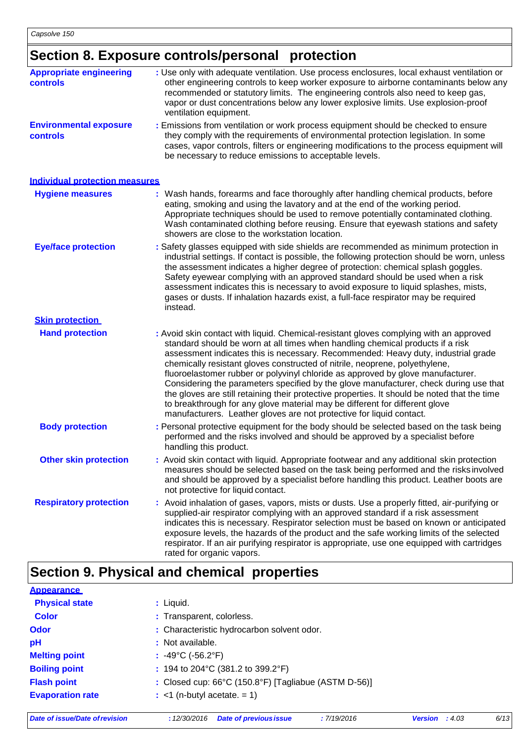## Section 8. Exposure controls/personal protection

**Appropriate engineering controls** : Use only with adequate ventilation. Use process enclosures, local exhaust ventilation or other engineering controls to keep worker exposure to airborne contaminants below any recommended or statutory limits. The engineering controls also need to keep gas, vapor or dust concentrations below any lower explosive limits. Use explosion-proof ventilation equipment.

**Environmental exposure controls** : Emissions from ventilation or work process equipment should be checked to ensure they comply with the requirements of environmental protection legislation. In some cases, vapor controls, filters or engineering modifications to the process equipment will be necessary to reduce emissions to acceptable levels.

### Individual protection measures

**Hygiene measures** : Wash hands, forearms and face thoroughly after handling chemical products, before eating, smoking and using the lavatory and at the end of the working period. Appropriate techniques should be used to remove potentially contaminated clothing. Wash contaminated clothing before reusing. Ensure that eyewash stations and safety showers are close to the workstation location.

**Eye/face protection** : Safety glasses equipped with side shields are recommended as minimum protection in industrial settings. If contact is possible, the following protection should be worn, unless the assessment indicates a higher degree of protection: chemical splash goggles. Safety eyewear complying with an approved standard should be used when a risk assessment indicates this is necessary to avoid exposure to liquid splashes, mists, gases or dusts. If inhalation hazards exist, a full-face respirator may be required instead.

**Skin protection**

**Hand protection** : Avoid skin contact with liquid. Chemical-resistant gloves complying with an approved standard should be worn at all times when handling chemical products if a risk assessment indicates this is necessary. Recommended: Heavy duty, industrial grade chemically resistant gloves constructed of nitrile, neoprene, polyethylene, fluoroelastomer rubber or polyvinyl chloride as approved by glove manufacturer. Considering the parameters specified by the glove manufacturer, check during use that the gloves are still retaining their protective properties. It should be noted that the time to breakthrough for any glove material may be different for different glove manufacturers. Leather gloves are not protective for liquid contact.

**Body protection** : Personal protective equipment for the body should be selected based on the task being performed and the risks involved and should be approved by a specialist before handling this product.

**Other skin protection** : Avoid skin contact with liquid. Appropriate footwear and any additional skin protection measures should be selected based on the task being performed and the risks involved and should be approved by a specialist before handling this product. Leather boots are not protective for liquid contact.

**Respiratory protection** : Avoid inhalation of gases, vapors, mists or dusts. Use a properly fitted, air-purifying or supplied-air respirator complying with an approved standard if a risk assessment indicates this is necessary. Respirator selection must be based on known or anticipated exposure levels, the hazards of the product and the safe working limits of the selected respirator. If an air purifying respirator is appropriate, use one equipped with cartridges rated for organic vapors.

## Section 9. Physical and chemical properties

**Appearance**

**Physical state** : Liquid.

**Color** : Transparent, colorless.

**Odor** : Characteristic hydrocarbon solvent odor.

**pH** : Not available.

**Melting point** : -49°C (-56.2°F)

**Boiling point** : 194 to 204°C (381.2 to 399.2°F)

**Flash point** : Closed cup: 66°C (150.8°F) [Tagliabue (ASTM D-56)]

**Evaporation rate** : <1 (n-butyl acetate. = 1)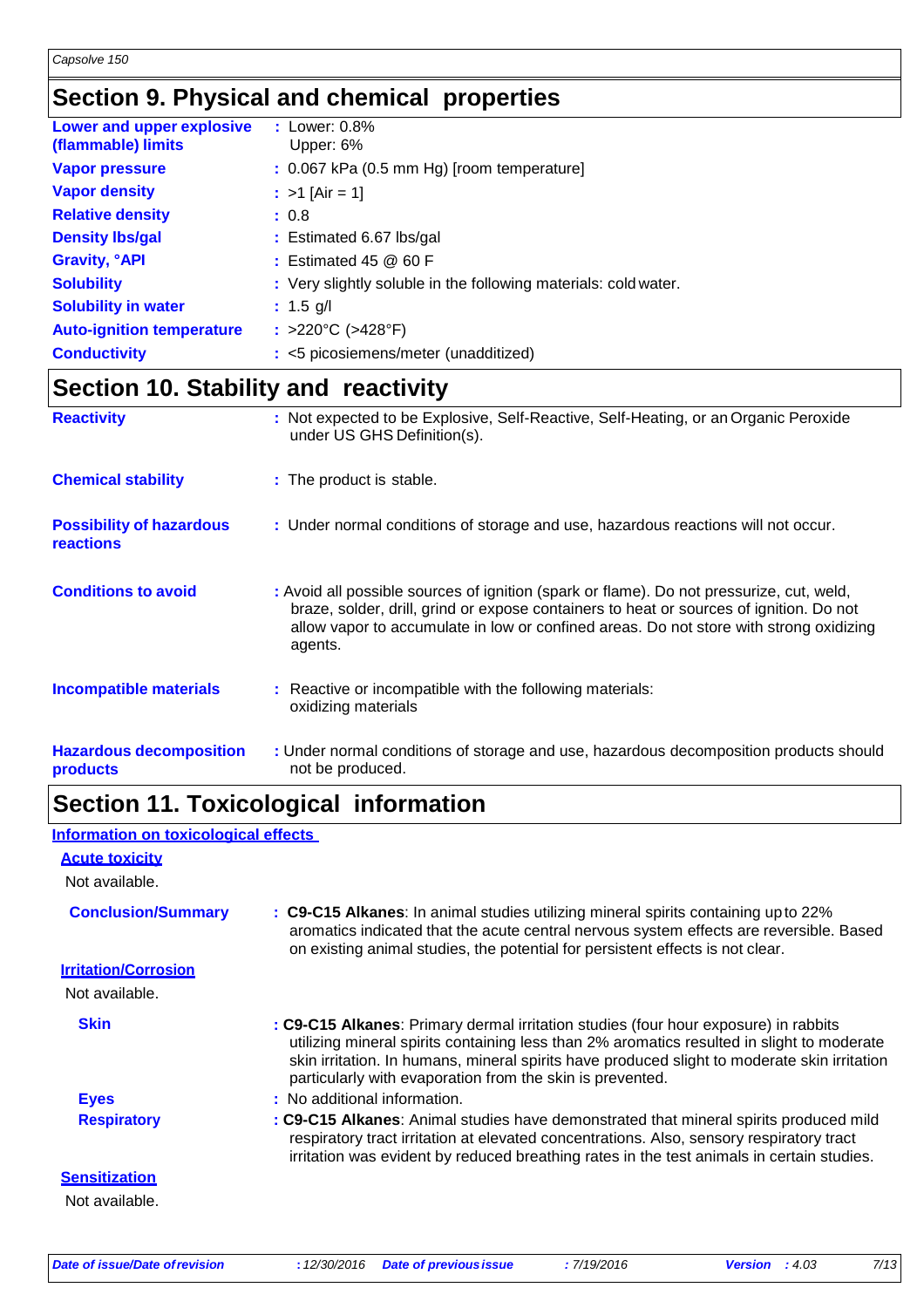## Section 9. Physical and chemical properties

| | |
|---|---|
| **Lower and upper explosive (flammable) limits** | : Lower: 0.8%<br>Upper: 6% |
| **Vapor pressure** | : 0.067 kPa (0.5 mm Hg) [room temperature] |
| **Vapor density** | : >1 [Air = 1] |
| **Relative density** | : 0.8 |
| **Density lbs/gal** | : Estimated 6.67 lbs/gal |
| **Gravity, °API** | : Estimated 45 @ 60 F |
| **Solubility** | : Very slightly soluble in the following materials: cold water. |
| **Solubility in water** | : 1.5 g/l |
| **Auto-ignition temperature** | : >220°C (>428°F) |
| **Conductivity** | : <5 picosiemens/meter (unadditized) |

## Section 10. Stability and reactivity

| | |
|---|---|
| **Reactivity** | : Not expected to be Explosive, Self-Reactive, Self-Heating, or an Organic Peroxide under US GHS Definition(s). |
| **Chemical stability** | : The product is stable. |
| **Possibility of hazardous reactions** | : Under normal conditions of storage and use, hazardous reactions will not occur. |
| **Conditions to avoid** | : Avoid all possible sources of ignition (spark or flame). Do not pressurize, cut, weld, braze, solder, drill, grind or expose containers to heat or sources of ignition. Do not allow vapor to accumulate in low or confined areas. Do not store with strong oxidizing agents. |
| **Incompatible materials** | : Reactive or incompatible with the following materials:<br>oxidizing materials |
| **Hazardous decomposition products** | : Under normal conditions of storage and use, hazardous decomposition products should not be produced. |

## Section 11. Toxicological information

### Information on toxicological effects

#### Acute toxicity

Not available.

**Conclusion/Summary** : **C9-C15 Alkanes**: In animal studies utilizing mineral spirits containing up to 22% aromatics indicated that the acute central nervous system effects are reversible. Based on existing animal studies, the potential for persistent effects is not clear.

#### Irritation/Corrosion

Not available.

**Skin** : **C9-C15 Alkanes**: Primary dermal irritation studies (four hour exposure) in rabbits utilizing mineral spirits containing less than 2% aromatics resulted in slight to moderate skin irritation. In humans, mineral spirits have produced slight to moderate skin irritation particularly with evaporation from the skin is prevented.

**Eyes** : No additional information.

**Respiratory** : **C9-C15 Alkanes**: Animal studies have demonstrated that mineral spirits produced mild respiratory tract irritation at elevated concentrations. Also, sensory respiratory tract irritation was evident by reduced breathing rates in the test animals in certain studies.

#### Sensitization

Not available.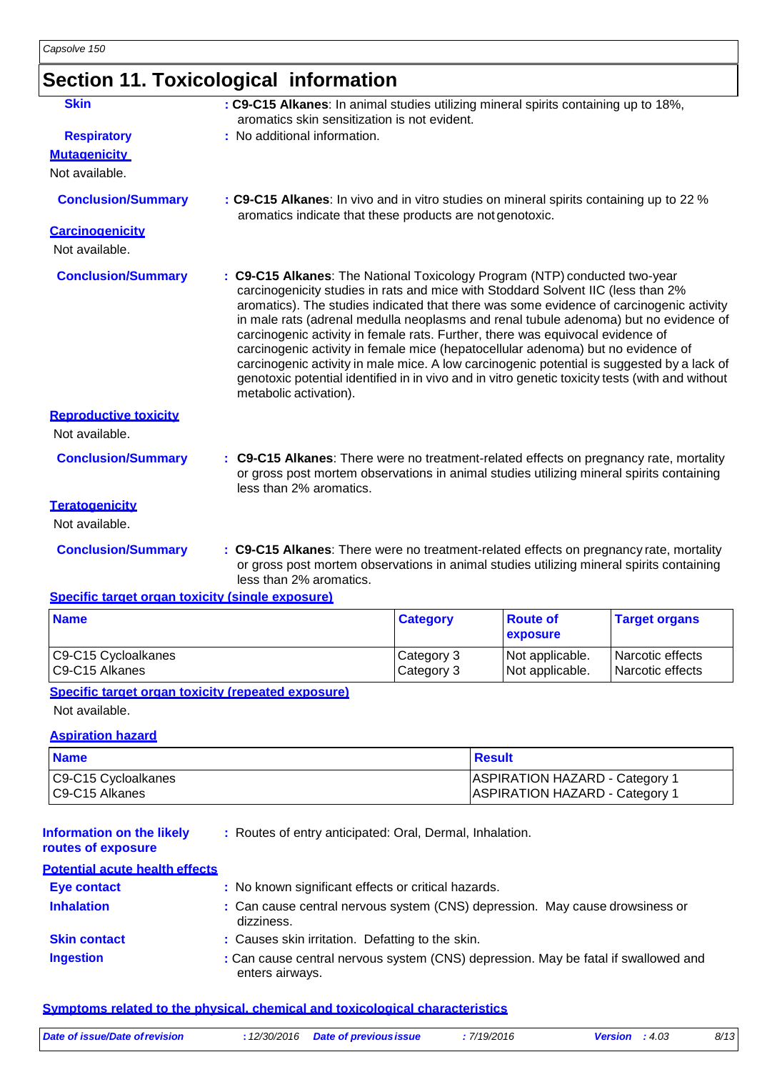## Section 11. Toxicological information

**Skin** : **C9-C15 Alkanes**: In animal studies utilizing mineral spirits containing up to 18%, aromatics skin sensitization is not evident.

**Respiratory** : No additional information.

**Mutagenicity**

Not available.

**Conclusion/Summary** : **C9-C15 Alkanes**: In vivo and in vitro studies on mineral spirits containing up to 22 % aromatics indicate that these products are not genotoxic.

**Carcinogenicity**

Not available.

**Conclusion/Summary** : **C9-C15 Alkanes**: The National Toxicology Program (NTP) conducted two-year carcinogenicity studies in rats and mice with Stoddard Solvent IIC (less than 2% aromatics). The studies indicated that there was some evidence of carcinogenic activity in male rats (adrenal medulla neoplasms and renal tubule adenoma) but no evidence of carcinogenic activity in female rats. Further, there was equivocal evidence of carcinogenic activity in female mice (hepatocellular adenoma) but no evidence of carcinogenic activity in male mice. A low carcinogenic potential is suggested by a lack of genotoxic potential identified in in vivo and in vitro genetic toxicity tests (with and without metabolic activation).

**Reproductive toxicity**

Not available.

**Conclusion/Summary** : **C9-C15 Alkanes**: There were no treatment-related effects on pregnancy rate, mortality or gross post mortem observations in animal studies utilizing mineral spirits containing less than 2% aromatics.

**Teratogenicity**

Not available.

**Conclusion/Summary** : **C9-C15 Alkanes**: There were no treatment-related effects on pregnancy rate, mortality or gross post mortem observations in animal studies utilizing mineral spirits containing less than 2% aromatics.

**Specific target organ toxicity (single exposure)**

| Name | Category | Route of exposure | Target organs |
|---|---|---|---|
| C9-C15 Cycloalkanes | Category 3 | Not applicable. | Narcotic effects |
| C9-C15 Alkanes | Category 3 | Not applicable. | Narcotic effects |

**Specific target organ toxicity (repeated exposure)**

Not available.

**Aspiration hazard**

| Name | Result |
|---|---|
| C9-C15 Cycloalkanes | ASPIRATION HAZARD - Category 1 |
| C9-C15 Alkanes | ASPIRATION HAZARD - Category 1 |

**Information on the likely routes of exposure** : Routes of entry anticipated: Oral, Dermal, Inhalation.

**Potential acute health effects**

**Eye contact** : No known significant effects or critical hazards.

**Inhalation** : Can cause central nervous system (CNS) depression. May cause drowsiness or dizziness.

**Skin contact** : Causes skin irritation. Defatting to the skin.

**Ingestion** : Can cause central nervous system (CNS) depression. May be fatal if swallowed and enters airways.

**Symptoms related to the physical, chemical and toxicological characteristics**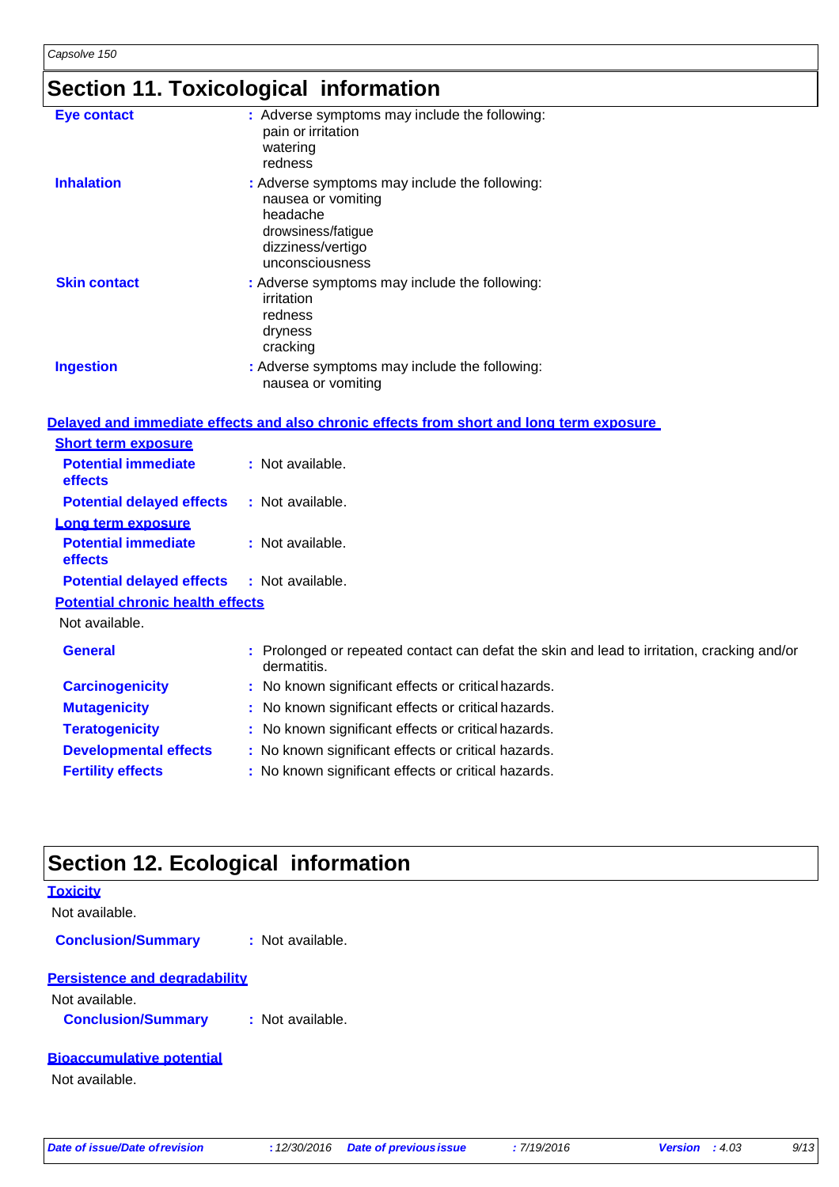## Section 11. Toxicological information

**Eye contact** : Adverse symptoms may include the following:
pain or irritation
watering
redness

**Inhalation** : Adverse symptoms may include the following:
nausea or vomiting
headache
drowsiness/fatigue
dizziness/vertigo
unconsciousness

**Skin contact** : Adverse symptoms may include the following:
irritation
redness
dryness
cracking

**Ingestion** : Adverse symptoms may include the following:
nausea or vomiting

### Delayed and immediate effects and also chronic effects from short and long term exposure

**Short term exposure**

**Potential immediate effects** : Not available.

**Potential delayed effects** : Not available.

**Long term exposure**

**Potential immediate effects** : Not available.

**Potential delayed effects** : Not available.

**Potential chronic health effects**

Not available.

**General** : Prolonged or repeated contact can defat the skin and lead to irritation, cracking and/or dermatitis.

**Carcinogenicity** : No known significant effects or critical hazards.

**Mutagenicity** : No known significant effects or critical hazards.

**Teratogenicity** : No known significant effects or critical hazards.

**Developmental effects** : No known significant effects or critical hazards.

**Fertility effects** : No known significant effects or critical hazards.

## Section 12. Ecological information

### Toxicity

Not available.

**Conclusion/Summary** : Not available.

### Persistence and degradability

Not available.

**Conclusion/Summary** : Not available.

### Bioaccumulative potential

Not available.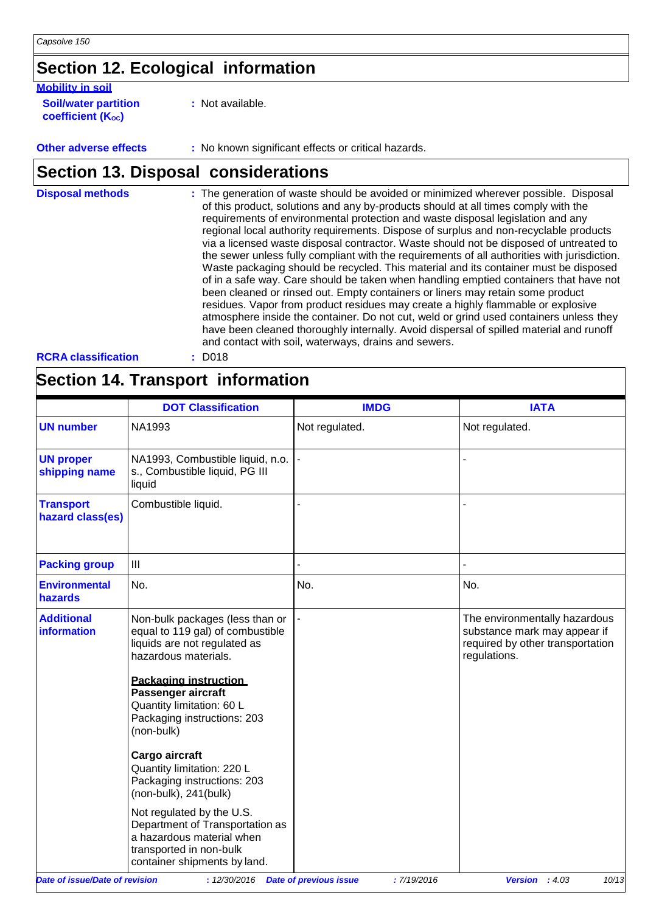## Section 12. Ecological information

**Mobility in soil**

**Soil/water partition coefficient ($K_{OC}$)** : Not available.

**Other adverse effects** : No known significant effects or critical hazards.

## Section 13. Disposal considerations

**Disposal methods** : The generation of waste should be avoided or minimized wherever possible. Disposal of this product, solutions and any by-products should at all times comply with the requirements of environmental protection and waste disposal legislation and any regional local authority requirements. Dispose of surplus and non-recyclable products via a licensed waste disposal contractor. Waste should not be disposed of untreated to the sewer unless fully compliant with the requirements of all authorities with jurisdiction. Waste packaging should be recycled. This material and its container must be disposed of in a safe way. Care should be taken when handling emptied containers that have not been cleaned or rinsed out. Empty containers or liners may retain some product residues. Vapor from product residues may create a highly flammable or explosive atmosphere inside the container. Do not cut, weld or grind used containers unless they have been cleaned thoroughly internally. Avoid dispersal of spilled material and runoff and contact with soil, waterways, drains and sewers.

**RCRA classification** : D018

## Section 14. Transport information

| | DOT Classification | IMDG | IATA |
|---|---|---|---|
| **UN number** | NA1993 | Not regulated. | Not regulated. |
| **UN proper shipping name** | NA1993, Combustible liquid, n.o.s., Combustible liquid, PG III liquid | - | - |
| **Transport hazard class(es)** | Combustible liquid. | - | - |
| **Packing group** | III | - | - |
| **Environmental hazards** | No. | No. | No. |
| **Additional information** | Non-bulk packages (less than or equal to 119 gal) of combustible liquids are not regulated as hazardous materials.<br><br>**Packaging instruction**<br>**Passenger aircraft**<br>Quantity limitation: 60 L<br>Packaging instructions: 203 (non-bulk)<br><br>**Cargo aircraft**<br>Quantity limitation: 220 L<br>Packaging instructions: 203 (non-bulk), 241(bulk)<br><br>Not regulated by the U.S. Department of Transportation as a hazardous material when transported in non-bulk container shipments by land. | - | The environmentally hazardous substance mark may appear if required by other transportation regulations. |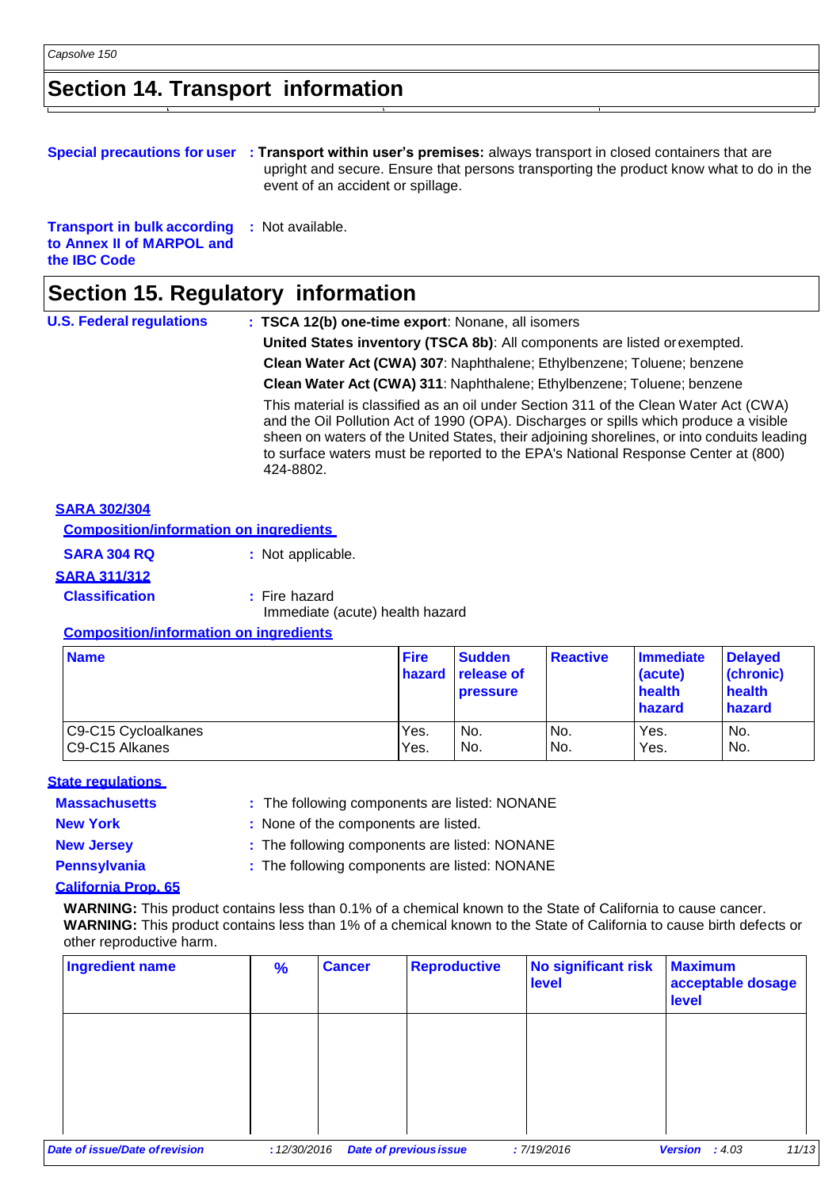## Section 14. Transport information

**Special precautions for user** : **Transport within user's premises:** always transport in closed containers that are upright and secure. Ensure that persons transporting the product know what to do in the event of an accident or spillage.

**Transport in bulk according to Annex II of MARPOL and the IBC Code** : Not available.

## Section 15. Regulatory information

**U.S. Federal regulations** : **TSCA 12(b) one-time export**: Nonane, all isomers

**United States inventory (TSCA 8b)**: All components are listed or exempted.

**Clean Water Act (CWA) 307**: Naphthalene; Ethylbenzene; Toluene; benzene

**Clean Water Act (CWA) 311**: Naphthalene; Ethylbenzene; Toluene; benzene

This material is classified as an oil under Section 311 of the Clean Water Act (CWA) and the Oil Pollution Act of 1990 (OPA). Discharges or spills which produce a visible sheen on waters of the United States, their adjoining shorelines, or into conduits leading to surface waters must be reported to the EPA's National Response Center at (800) 424-8802.

**SARA 302/304**

**Composition/information on ingredients**

**SARA 304 RQ** : Not applicable.

**SARA 311/312**

**Classification** : Fire hazard
Immediate (acute) health hazard

**Composition/information on ingredients**

| Name | Fire hazard | Sudden release of pressure | Reactive | Immediate (acute) health hazard | Delayed (chronic) health hazard |
|---|---|---|---|---|---|
| C9-C15 Cycloalkanes | Yes. | No. | No. | Yes. | No. |
| C9-C15 Alkanes | Yes. | No. | No. | Yes. | No. |

**State regulations**

**Massachusetts** : The following components are listed: NONANE

**New York** : None of the components are listed.

**New Jersey** : The following components are listed: NONANE

**Pennsylvania** : The following components are listed: NONANE

**California Prop. 65**

**WARNING:** This product contains less than 0.1% of a chemical known to the State of California to cause cancer.
**WARNING:** This product contains less than 1% of a chemical known to the State of California to cause birth defects or other reproductive harm.

| Ingredient name | % | Cancer | Reproductive | No significant risk level | Maximum acceptable dosage level |
|---|---|---|---|---|---|
| | | | | | |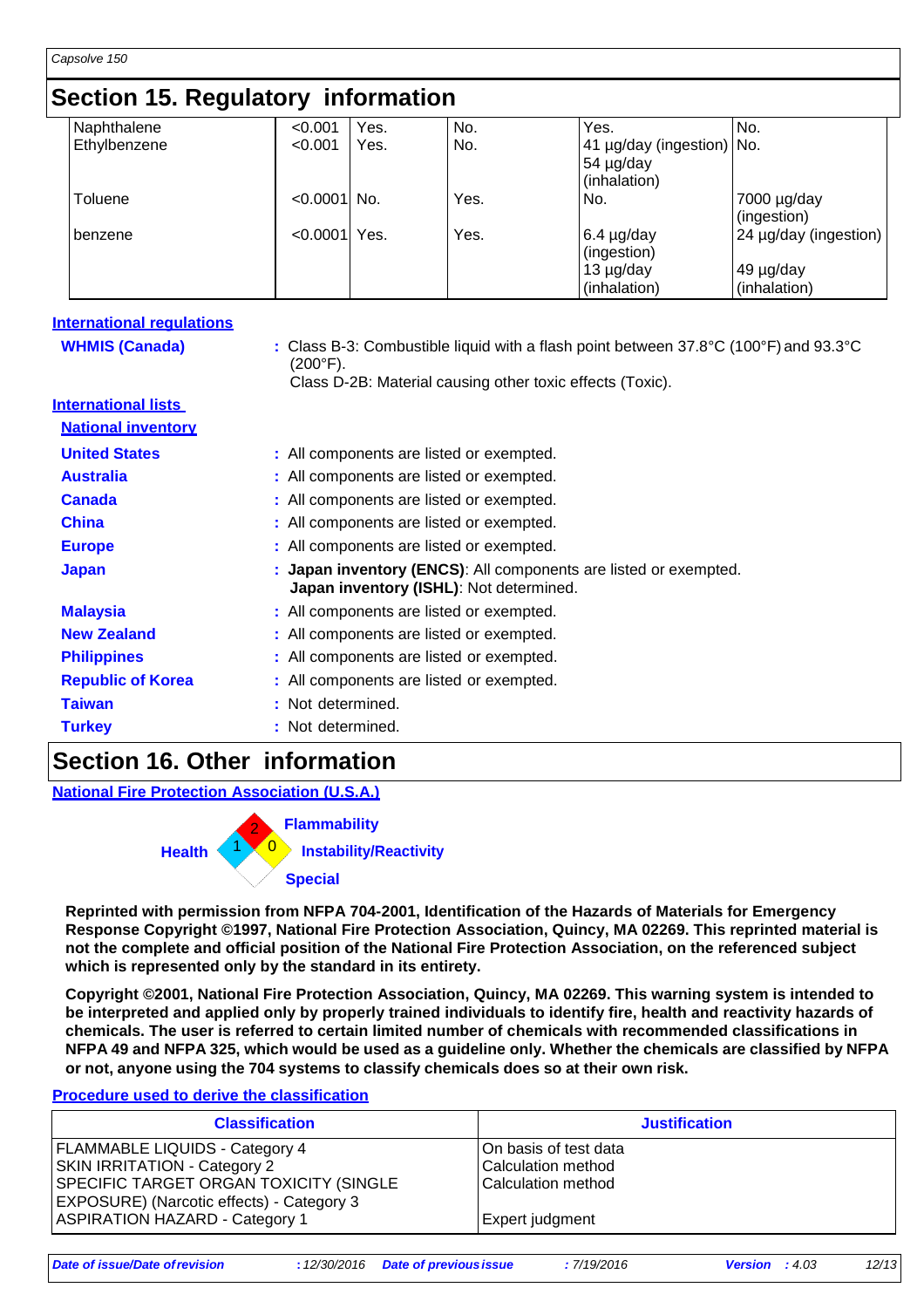## Section 15. Regulatory information

| | | | | | |
|---|---|---|---|---|---|
| Naphthalene | <0.001 | Yes. | No. | Yes. | No. |
| Ethylbenzene | <0.001 | Yes. | No. | 41 µg/day (ingestion) 54 µg/day (inhalation) | No. |
| Toluene | <0.0001 | No. | Yes. | No. | 7000 µg/day (ingestion) |
| benzene | <0.0001 | Yes. | Yes. | 6.4 µg/day (ingestion) 13 µg/day (inhalation) | 24 µg/day (ingestion) 49 µg/day (inhalation) |

**International regulations**

**WHMIS (Canada)** : Class B-3: Combustible liquid with a flash point between 37.8°C (100°F) and 93.3°C (200°F).
Class D-2B: Material causing other toxic effects (Toxic).

**International lists**

**National inventory**

- **United States** : All components are listed or exempted.
- **Australia** : All components are listed or exempted.
- **Canada** : All components are listed or exempted.
- **China** : All components are listed or exempted.
- **Europe** : All components are listed or exempted.
- **Japan** : **Japan inventory (ENCS)**: All components are listed or exempted. **Japan inventory (ISHL)**: Not determined.
- **Malaysia** : All components are listed or exempted.
- **New Zealand** : All components are listed or exempted.
- **Philippines** : All components are listed or exempted.
- **Republic of Korea** : All components are listed or exempted.
- **Taiwan** : Not determined.
- **Turkey** : Not determined.

## Section 16. Other information

**National Fire Protection Association (U.S.A.)**

- Health: 1
- Flammability: 2
- Instability/Reactivity: 0
- Special:

**Reprinted with permission from NFPA 704-2001, Identification of the Hazards of Materials for Emergency Response Copyright ©1997, National Fire Protection Association, Quincy, MA 02269. This reprinted material is not the complete and official position of the National Fire Protection Association, on the referenced subject which is represented only by the standard in its entirety.**

**Copyright ©2001, National Fire Protection Association, Quincy, MA 02269. This warning system is intended to be interpreted and applied only by properly trained individuals to identify fire, health and reactivity hazards of chemicals. The user is referred to certain limited number of chemicals with recommended classifications in NFPA 49 and NFPA 325, which would be used as a guideline only. Whether the chemicals are classified by NFPA or not, anyone using the 704 systems to classify chemicals does so at their own risk.**

**Procedure used to derive the classification**

| Classification | Justification |
|---|---|
| FLAMMABLE LIQUIDS - Category 4 | On basis of test data |
| SKIN IRRITATION - Category 2 | Calculation method |
| SPECIFIC TARGET ORGAN TOXICITY (SINGLE EXPOSURE) (Narcotic effects) - Category 3 | Calculation method |
| ASPIRATION HAZARD - Category 1 | Expert judgment |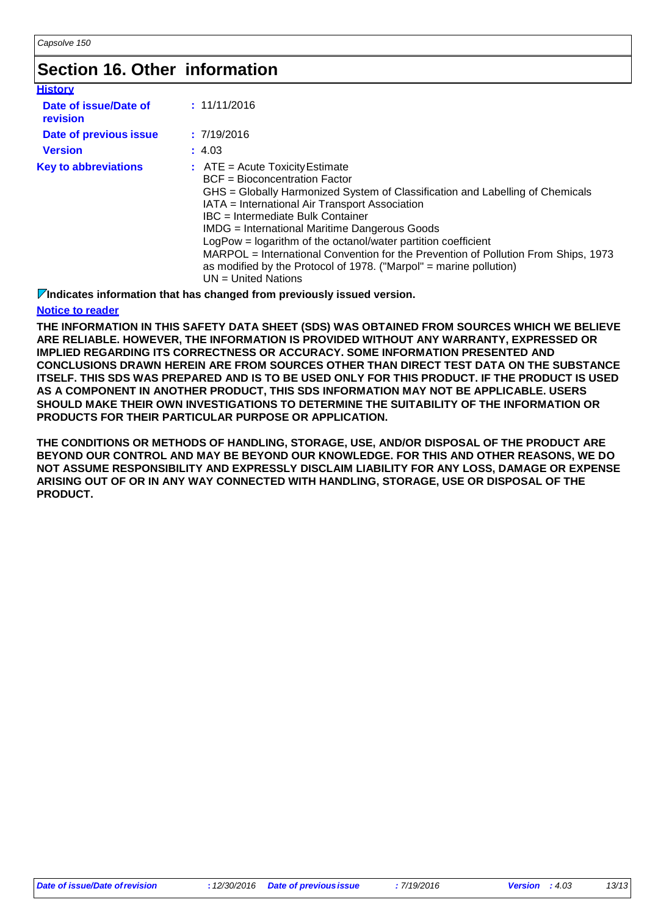## Section 16. Other information

**History**

| | |
|---|---|
| **Date of issue/Date of revision** | : 11/11/2016 |
| **Date of previous issue** | : 7/19/2016 |
| **Version** | : 4.03 |
| **Key to abbreviations** | : ATE = Acute Toxicity Estimate<br>BCF = Bioconcentration Factor<br>GHS = Globally Harmonized System of Classification and Labelling of Chemicals<br>IATA = International Air Transport Association<br>IBC = Intermediate Bulk Container<br>IMDG = International Maritime Dangerous Goods<br>LogPow = logarithm of the octanol/water partition coefficient<br>MARPOL = International Convention for the Prevention of Pollution From Ships, 1973 as modified by the Protocol of 1978. ("Marpol" = marine pollution)<br>UN = United Nations |

**Indicates information that has changed from previously issued version.**

**Notice to reader**

**THE INFORMATION IN THIS SAFETY DATA SHEET (SDS) WAS OBTAINED FROM SOURCES WHICH WE BELIEVE ARE RELIABLE. HOWEVER, THE INFORMATION IS PROVIDED WITHOUT ANY WARRANTY, EXPRESSED OR IMPLIED REGARDING ITS CORRECTNESS OR ACCURACY. SOME INFORMATION PRESENTED AND CONCLUSIONS DRAWN HEREIN ARE FROM SOURCES OTHER THAN DIRECT TEST DATA ON THE SUBSTANCE ITSELF. THIS SDS WAS PREPARED AND IS TO BE USED ONLY FOR THIS PRODUCT. IF THE PRODUCT IS USED AS A COMPONENT IN ANOTHER PRODUCT, THIS SDS INFORMATION MAY NOT BE APPLICABLE. USERS SHOULD MAKE THEIR OWN INVESTIGATIONS TO DETERMINE THE SUITABILITY OF THE INFORMATION OR PRODUCTS FOR THEIR PARTICULAR PURPOSE OR APPLICATION.**

**THE CONDITIONS OR METHODS OF HANDLING, STORAGE, USE, AND/OR DISPOSAL OF THE PRODUCT ARE BEYOND OUR CONTROL AND MAY BE BEYOND OUR KNOWLEDGE. FOR THIS AND OTHER REASONS, WE DO NOT ASSUME RESPONSIBILITY AND EXPRESSLY DISCLAIM LIABILITY FOR ANY LOSS, DAMAGE OR EXPENSE ARISING OUT OF OR IN ANY WAY CONNECTED WITH HANDLING, STORAGE, USE OR DISPOSAL OF THE PRODUCT.**